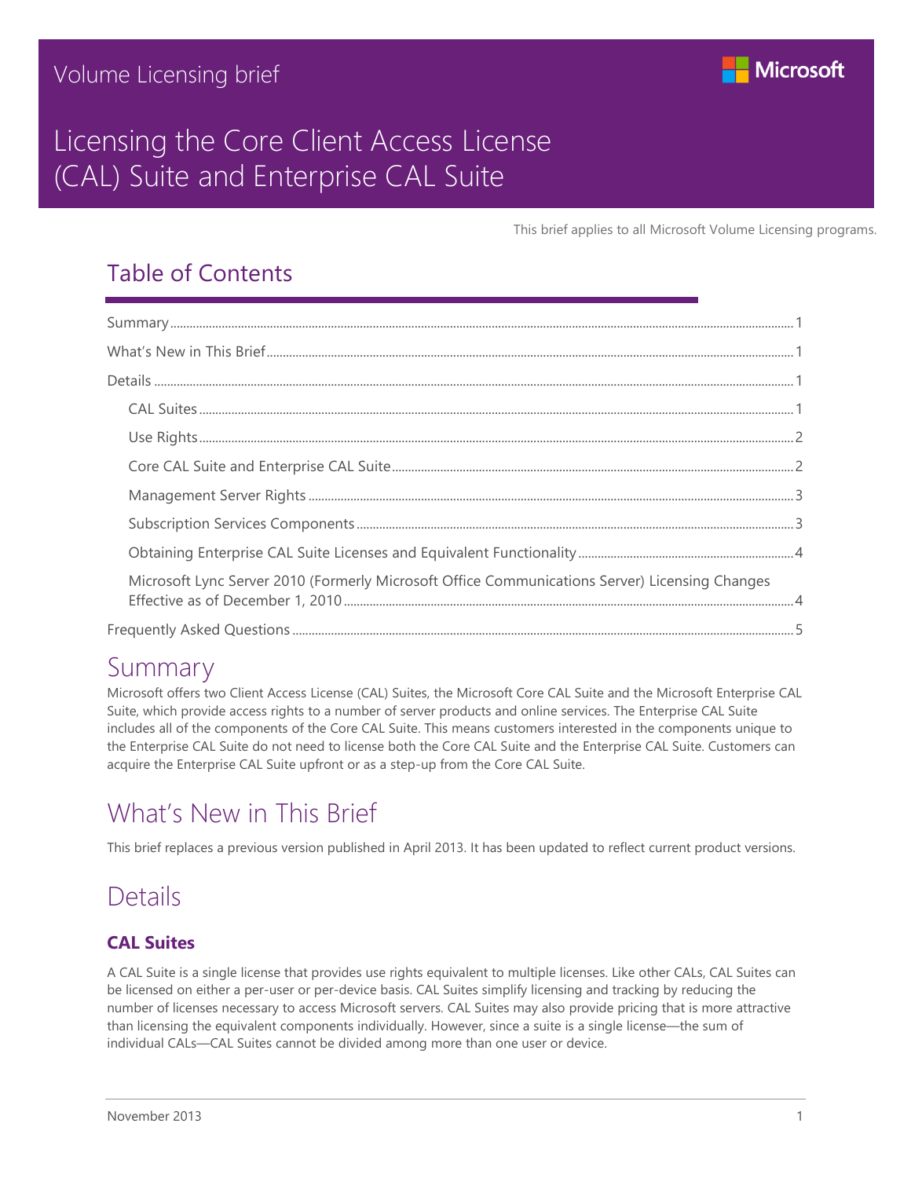Volume Licensing brief

# Licensing the Core Client Access License (CAL) Suite and Enterprise CAL Suite

This brief applies to all Microsoft Volume Licensing programs.

## Table of Contents

- Summary ... 1
- What's New in This Brief ... 1
- Details ... 1
  - CAL Suites ... 1
  - Use Rights ... 2
  - Core CAL Suite and Enterprise CAL Suite ... 2
  - Management Server Rights ... 3
  - Subscription Services Components ... 3
  - Obtaining Enterprise CAL Suite Licenses and Equivalent Functionality ... 4
  - Microsoft Lync Server 2010 (Formerly Microsoft Office Communications Server) Licensing Changes Effective as of December 1, 2010 ... 4
- Frequently Asked Questions ... 5

## Summary

Microsoft offers two Client Access License (CAL) Suites, the Microsoft Core CAL Suite and the Microsoft Enterprise CAL Suite, which provide access rights to a number of server products and online services. The Enterprise CAL Suite includes all of the components of the Core CAL Suite. This means customers interested in the components unique to the Enterprise CAL Suite do not need to license both the Core CAL Suite and the Enterprise CAL Suite. Customers can acquire the Enterprise CAL Suite upfront or as a step-up from the Core CAL Suite.

## What's New in This Brief

This brief replaces a previous version published in April 2013. It has been updated to reflect current product versions.

## Details

### CAL Suites

A CAL Suite is a single license that provides use rights equivalent to multiple licenses. Like other CALs, CAL Suites can be licensed on either a per-user or per-device basis. CAL Suites simplify licensing and tracking by reducing the number of licenses necessary to access Microsoft servers. CAL Suites may also provide pricing that is more attractive than licensing the equivalent components individually. However, since a suite is a single license—the sum of individual CALs—CAL Suites cannot be divided among more than one user or device.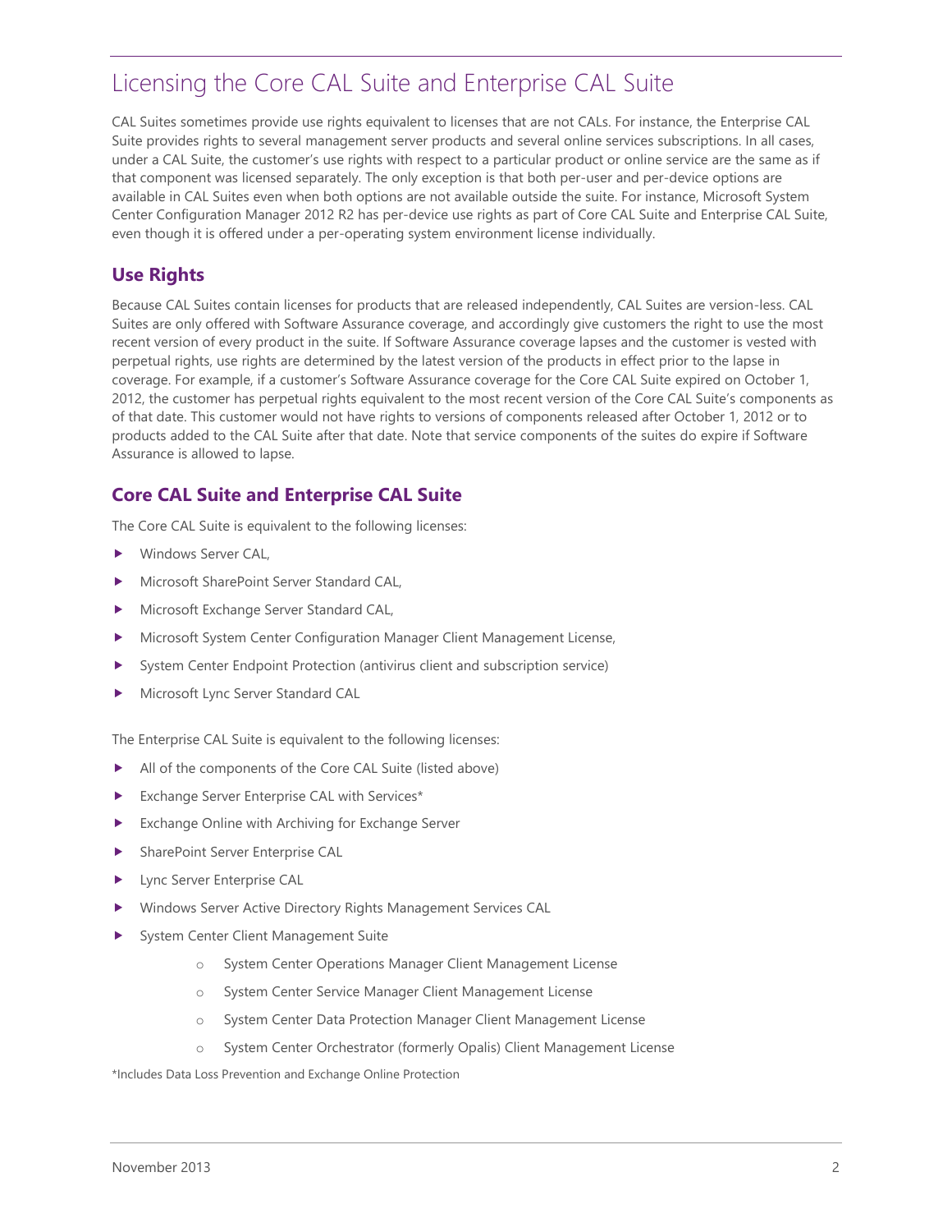# Licensing the Core CAL Suite and Enterprise CAL Suite

CAL Suites sometimes provide use rights equivalent to licenses that are not CALs. For instance, the Enterprise CAL Suite provides rights to several management server products and several online services subscriptions. In all cases, under a CAL Suite, the customer's use rights with respect to a particular product or online service are the same as if that component was licensed separately. The only exception is that both per-user and per-device options are available in CAL Suites even when both options are not available outside the suite. For instance, Microsoft System Center Configuration Manager 2012 R2 has per-device use rights as part of Core CAL Suite and Enterprise CAL Suite, even though it is offered under a per-operating system environment license individually.

## Use Rights

Because CAL Suites contain licenses for products that are released independently, CAL Suites are version-less. CAL Suites are only offered with Software Assurance coverage, and accordingly give customers the right to use the most recent version of every product in the suite. If Software Assurance coverage lapses and the customer is vested with perpetual rights, use rights are determined by the latest version of the products in effect prior to the lapse in coverage. For example, if a customer's Software Assurance coverage for the Core CAL Suite expired on October 1, 2012, the customer has perpetual rights equivalent to the most recent version of the Core CAL Suite's components as of that date. This customer would not have rights to versions of components released after October 1, 2012 or to products added to the CAL Suite after that date. Note that service components of the suites do expire if Software Assurance is allowed to lapse.

## Core CAL Suite and Enterprise CAL Suite

The Core CAL Suite is equivalent to the following licenses:

- Windows Server CAL,
- Microsoft SharePoint Server Standard CAL,
- Microsoft Exchange Server Standard CAL,
- Microsoft System Center Configuration Manager Client Management License,
- System Center Endpoint Protection (antivirus client and subscription service)
- Microsoft Lync Server Standard CAL

The Enterprise CAL Suite is equivalent to the following licenses:

- All of the components of the Core CAL Suite (listed above)
- Exchange Server Enterprise CAL with Services*
- Exchange Online with Archiving for Exchange Server
- SharePoint Server Enterprise CAL
- Lync Server Enterprise CAL
- Windows Server Active Directory Rights Management Services CAL
- System Center Client Management Suite
    - System Center Operations Manager Client Management License
    - System Center Service Manager Client Management License
    - System Center Data Protection Manager Client Management License
    - System Center Orchestrator (formerly Opalis) Client Management License

*Includes Data Loss Prevention and Exchange Online Protection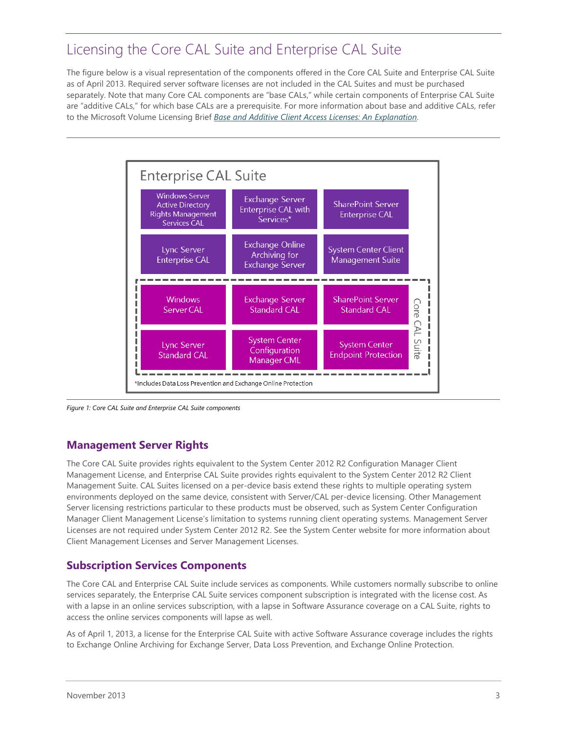# Licensing the Core CAL Suite and Enterprise CAL Suite

The figure below is a visual representation of the components offered in the Core CAL Suite and Enterprise CAL Suite as of April 2013. Required server software licenses are not included in the CAL Suites and must be purchased separately. Note that many Core CAL components are "base CALs," while certain components of Enterprise CAL Suite are "additive CALs," for which base CALs are a prerequisite. For more information about base and additive CALs, refer to the Microsoft Volume Licensing Brief *Base and Additive Client Access Licenses: An Explanation*.

**Enterprise CAL Suite**

| | | |
|---|---|---|
| Windows Server Active Directory Rights Management Services CAL | Exchange Server Enterprise CAL with Services* | SharePoint Server Enterprise CAL |
| Lync Server Enterprise CAL | Exchange Online Archiving for Exchange Server | System Center Client Management Suite |

**Core CAL Suite**

| | | |
|---|---|---|
| Windows Server CAL | Exchange Server Standard CAL | SharePoint Server Standard CAL |
| Lync Server Standard CAL | System Center Configuration Manager CML | System Center Endpoint Protection |

*Includes Data Loss Prevention and Exchange Online Protection

*Figure 1: Core CAL Suite and Enterprise CAL Suite components*

## Management Server Rights

The Core CAL Suite provides rights equivalent to the System Center 2012 R2 Configuration Manager Client Management License, and Enterprise CAL Suite provides rights equivalent to the System Center 2012 R2 Client Management Suite. CAL Suites licensed on a per-device basis extend these rights to multiple operating system environments deployed on the same device, consistent with Server/CAL per-device licensing. Other Management Server licensing restrictions particular to these products must be observed, such as System Center Configuration Manager Client Management License's limitation to systems running client operating systems. Management Server Licenses are not required under System Center 2012 R2. See the System Center website for more information about Client Management Licenses and Server Management Licenses.

## Subscription Services Components

The Core CAL and Enterprise CAL Suite include services as components. While customers normally subscribe to online services separately, the Enterprise CAL Suite services component subscription is integrated with the license cost. As with a lapse in an online services subscription, with a lapse in Software Assurance coverage on a CAL Suite, rights to access the online services components will lapse as well.

As of April 1, 2013, a license for the Enterprise CAL Suite with active Software Assurance coverage includes the rights to Exchange Online Archiving for Exchange Server, Data Loss Prevention, and Exchange Online Protection.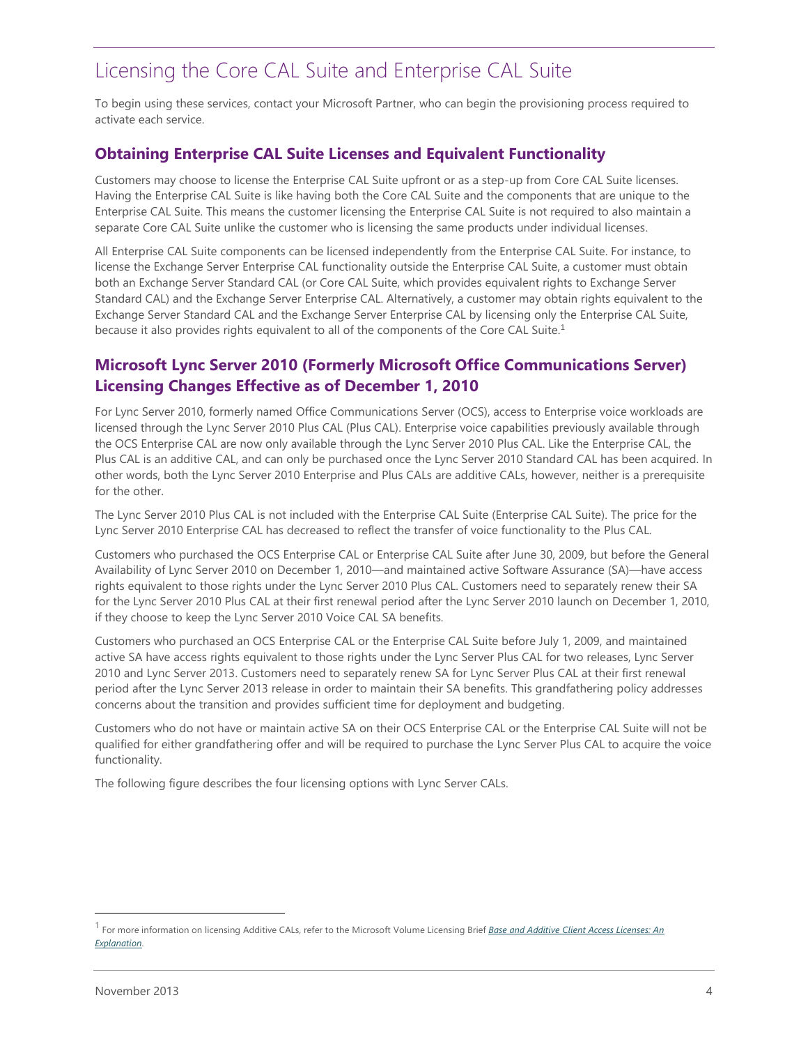# Licensing the Core CAL Suite and Enterprise CAL Suite

To begin using these services, contact your Microsoft Partner, who can begin the provisioning process required to activate each service.

## Obtaining Enterprise CAL Suite Licenses and Equivalent Functionality

Customers may choose to license the Enterprise CAL Suite upfront or as a step-up from Core CAL Suite licenses. Having the Enterprise CAL Suite is like having both the Core CAL Suite and the components that are unique to the Enterprise CAL Suite. This means the customer licensing the Enterprise CAL Suite is not required to also maintain a separate Core CAL Suite unlike the customer who is licensing the same products under individual licenses.

All Enterprise CAL Suite components can be licensed independently from the Enterprise CAL Suite. For instance, to license the Exchange Server Enterprise CAL functionality outside the Enterprise CAL Suite, a customer must obtain both an Exchange Server Standard CAL (or Core CAL Suite, which provides equivalent rights to Exchange Server Standard CAL) and the Exchange Server Enterprise CAL. Alternatively, a customer may obtain rights equivalent to the Exchange Server Standard CAL and the Exchange Server Enterprise CAL by licensing only the Enterprise CAL Suite, because it also provides rights equivalent to all of the components of the Core CAL Suite.[1]

## Microsoft Lync Server 2010 (Formerly Microsoft Office Communications Server) Licensing Changes Effective as of December 1, 2010

For Lync Server 2010, formerly named Office Communications Server (OCS), access to Enterprise voice workloads are licensed through the Lync Server 2010 Plus CAL (Plus CAL). Enterprise voice capabilities previously available through the OCS Enterprise CAL are now only available through the Lync Server 2010 Plus CAL. Like the Enterprise CAL, the Plus CAL is an additive CAL, and can only be purchased once the Lync Server 2010 Standard CAL has been acquired. In other words, both the Lync Server 2010 Enterprise and Plus CALs are additive CALs, however, neither is a prerequisite for the other.

The Lync Server 2010 Plus CAL is not included with the Enterprise CAL Suite (Enterprise CAL Suite). The price for the Lync Server 2010 Enterprise CAL has decreased to reflect the transfer of voice functionality to the Plus CAL.

Customers who purchased the OCS Enterprise CAL or Enterprise CAL Suite after June 30, 2009, but before the General Availability of Lync Server 2010 on December 1, 2010—and maintained active Software Assurance (SA)—have access rights equivalent to those rights under the Lync Server 2010 Plus CAL. Customers need to separately renew their SA for the Lync Server 2010 Plus CAL at their first renewal period after the Lync Server 2010 launch on December 1, 2010, if they choose to keep the Lync Server 2010 Voice CAL SA benefits.

Customers who purchased an OCS Enterprise CAL or the Enterprise CAL Suite before July 1, 2009, and maintained active SA have access rights equivalent to those rights under the Lync Server Plus CAL for two releases, Lync Server 2010 and Lync Server 2013. Customers need to separately renew SA for Lync Server Plus CAL at their first renewal period after the Lync Server 2013 release in order to maintain their SA benefits. This grandfathering policy addresses concerns about the transition and provides sufficient time for deployment and budgeting.

Customers who do not have or maintain active SA on their OCS Enterprise CAL or the Enterprise CAL Suite will not be qualified for either grandfathering offer and will be required to purchase the Lync Server Plus CAL to acquire the voice functionality.

The following figure describes the four licensing options with Lync Server CALs.

[1] For more information on licensing Additive CALs, refer to the Microsoft Volume Licensing Brief *Base and Additive Client Access Licenses: An Explanation*.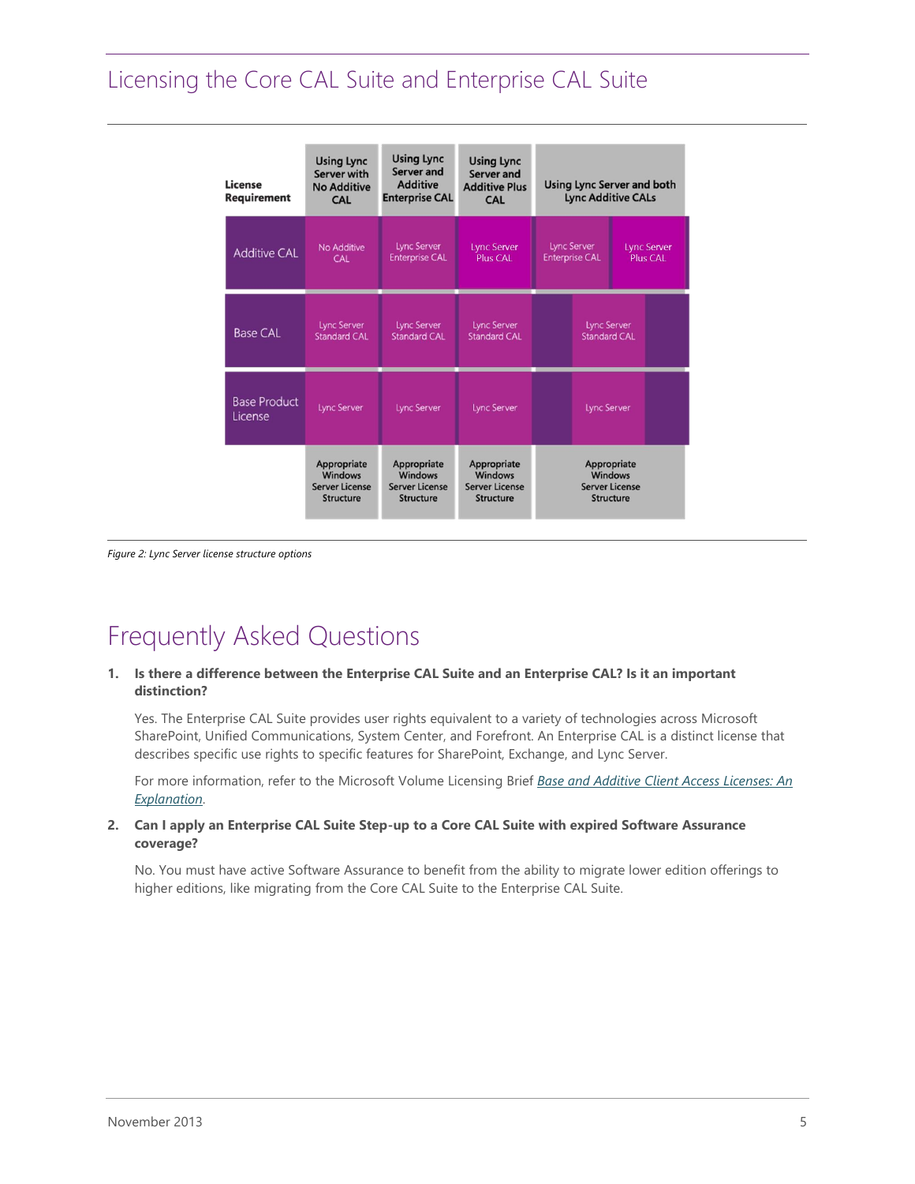## Licensing the Core CAL Suite and Enterprise CAL Suite

| License Requirement | Using Lync Server with No Additive CAL | Using Lync Server and Additive Enterprise CAL | Using Lync Server and Additive Plus CAL | Using Lync Server and both Lync Additive CALs | |
|---|---|---|---|---|---|
| Additive CAL | No Additive CAL | Lync Server Enterprise CAL | Lync Server Plus CAL | Lync Server Enterprise CAL | Lync Server Plus CAL |
| Base CAL | Lync Server Standard CAL | Lync Server Standard CAL | Lync Server Standard CAL | Lync Server Standard CAL | |
| Base Product License | Lync Server | Lync Server | Lync Server | Lync Server | |
| | Appropriate Windows Server License Structure | Appropriate Windows Server License Structure | Appropriate Windows Server License Structure | Appropriate Windows Server License Structure | |

*Figure 2: Lync Server license structure options*

## Frequently Asked Questions

1. **Is there a difference between the Enterprise CAL Suite and an Enterprise CAL? Is it an important distinction?**

   Yes. The Enterprise CAL Suite provides user rights equivalent to a variety of technologies across Microsoft SharePoint, Unified Communications, System Center, and Forefront. An Enterprise CAL is a distinct license that describes specific use rights to specific features for SharePoint, Exchange, and Lync Server.

   For more information, refer to the Microsoft Volume Licensing Brief *Base and Additive Client Access Licenses: An Explanation*.

2. **Can I apply an Enterprise CAL Suite Step-up to a Core CAL Suite with expired Software Assurance coverage?**

   No. You must have active Software Assurance to benefit from the ability to migrate lower edition offerings to higher editions, like migrating from the Core CAL Suite to the Enterprise CAL Suite.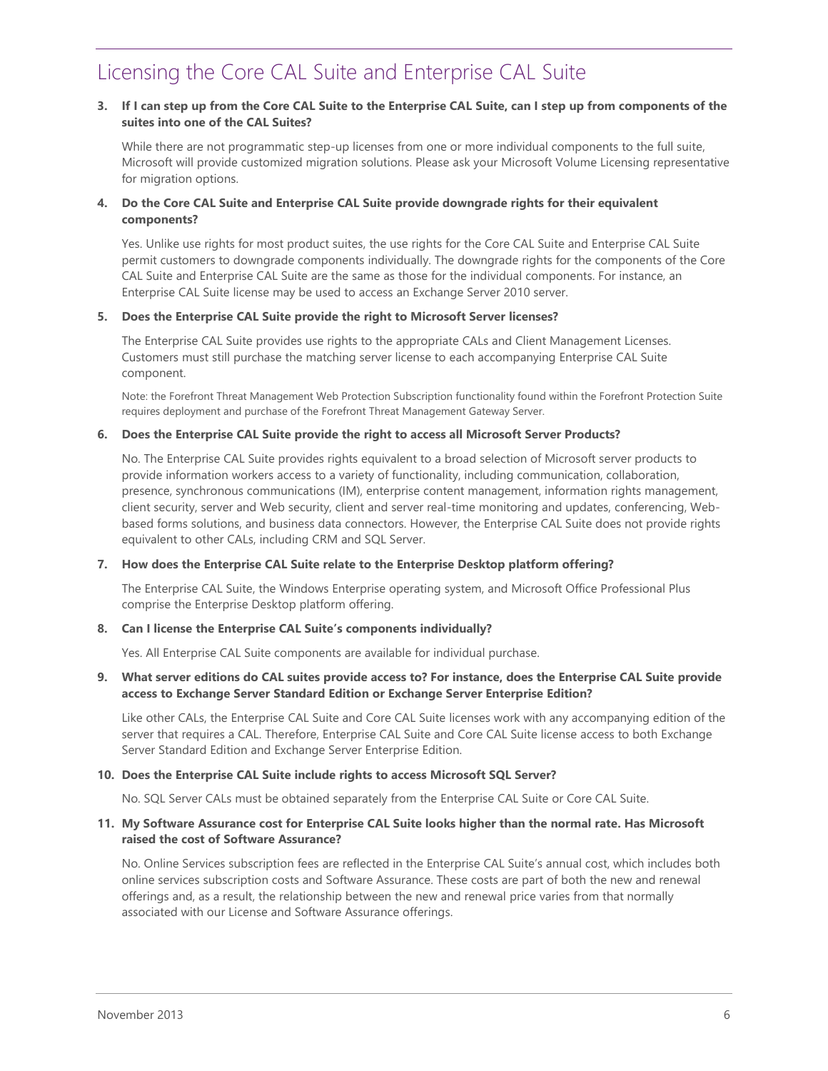# Licensing the Core CAL Suite and Enterprise CAL Suite

**3. If I can step up from the Core CAL Suite to the Enterprise CAL Suite, can I step up from components of the suites into one of the CAL Suites?**

While there are not programmatic step-up licenses from one or more individual components to the full suite, Microsoft will provide customized migration solutions. Please ask your Microsoft Volume Licensing representative for migration options.

**4. Do the Core CAL Suite and Enterprise CAL Suite provide downgrade rights for their equivalent components?**

Yes. Unlike use rights for most product suites, the use rights for the Core CAL Suite and Enterprise CAL Suite permit customers to downgrade components individually. The downgrade rights for the components of the Core CAL Suite and Enterprise CAL Suite are the same as those for the individual components. For instance, an Enterprise CAL Suite license may be used to access an Exchange Server 2010 server.

**5. Does the Enterprise CAL Suite provide the right to Microsoft Server licenses?**

The Enterprise CAL Suite provides use rights to the appropriate CALs and Client Management Licenses. Customers must still purchase the matching server license to each accompanying Enterprise CAL Suite component.

Note: the Forefront Threat Management Web Protection Subscription functionality found within the Forefront Protection Suite requires deployment and purchase of the Forefront Threat Management Gateway Server.

**6. Does the Enterprise CAL Suite provide the right to access all Microsoft Server Products?**

No. The Enterprise CAL Suite provides rights equivalent to a broad selection of Microsoft server products to provide information workers access to a variety of functionality, including communication, collaboration, presence, synchronous communications (IM), enterprise content management, information rights management, client security, server and Web security, client and server real-time monitoring and updates, conferencing, Web-based forms solutions, and business data connectors. However, the Enterprise CAL Suite does not provide rights equivalent to other CALs, including CRM and SQL Server.

**7. How does the Enterprise CAL Suite relate to the Enterprise Desktop platform offering?**

The Enterprise CAL Suite, the Windows Enterprise operating system, and Microsoft Office Professional Plus comprise the Enterprise Desktop platform offering.

**8. Can I license the Enterprise CAL Suite's components individually?**

Yes. All Enterprise CAL Suite components are available for individual purchase.

**9. What server editions do CAL suites provide access to? For instance, does the Enterprise CAL Suite provide access to Exchange Server Standard Edition or Exchange Server Enterprise Edition?**

Like other CALs, the Enterprise CAL Suite and Core CAL Suite licenses work with any accompanying edition of the server that requires a CAL. Therefore, Enterprise CAL Suite and Core CAL Suite license access to both Exchange Server Standard Edition and Exchange Server Enterprise Edition.

**10. Does the Enterprise CAL Suite include rights to access Microsoft SQL Server?**

No. SQL Server CALs must be obtained separately from the Enterprise CAL Suite or Core CAL Suite.

**11. My Software Assurance cost for Enterprise CAL Suite looks higher than the normal rate. Has Microsoft raised the cost of Software Assurance?**

No. Online Services subscription fees are reflected in the Enterprise CAL Suite's annual cost, which includes both online services subscription costs and Software Assurance. These costs are part of both the new and renewal offerings and, as a result, the relationship between the new and renewal price varies from that normally associated with our License and Software Assurance offerings.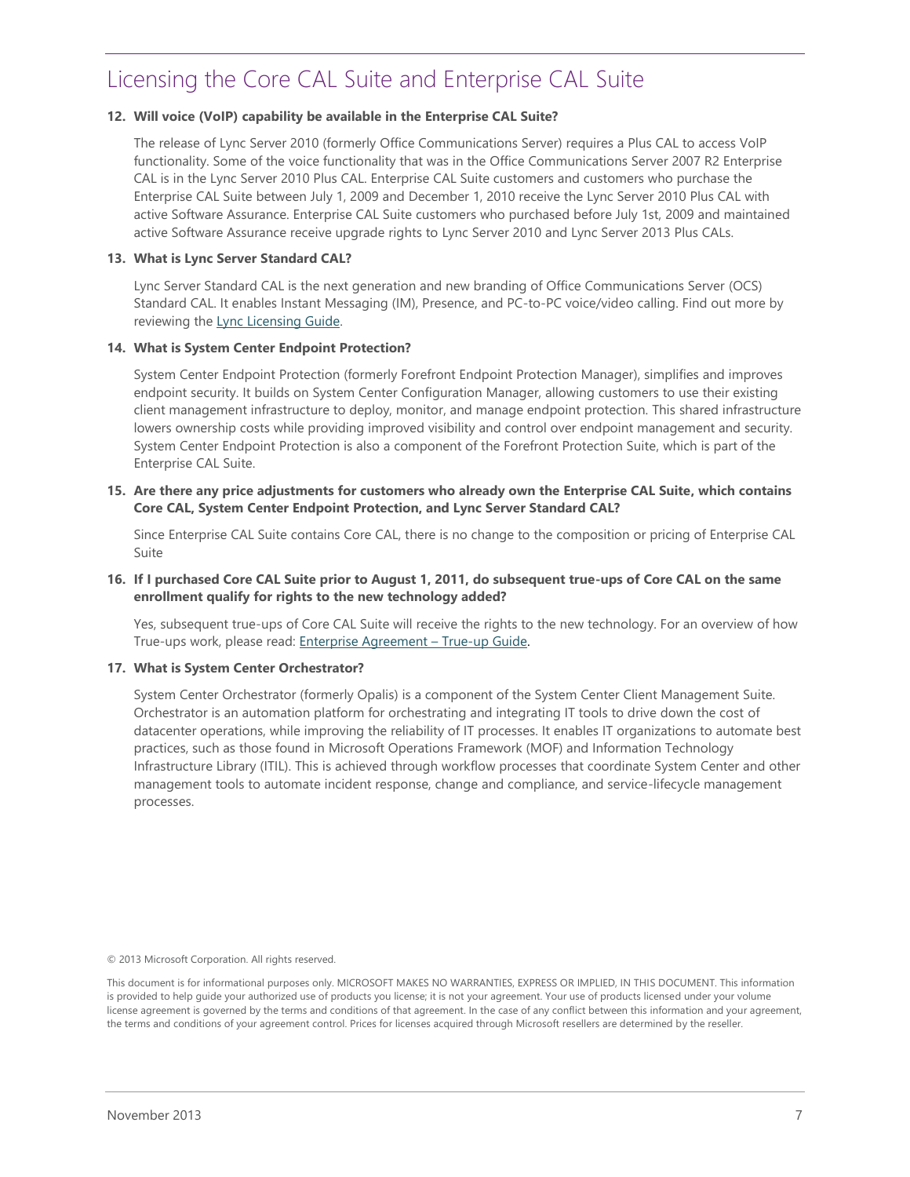# Licensing the Core CAL Suite and Enterprise CAL Suite

**12. Will voice (VoIP) capability be available in the Enterprise CAL Suite?**

The release of Lync Server 2010 (formerly Office Communications Server) requires a Plus CAL to access VoIP functionality. Some of the voice functionality that was in the Office Communications Server 2007 R2 Enterprise CAL is in the Lync Server 2010 Plus CAL. Enterprise CAL Suite customers and customers who purchase the Enterprise CAL Suite between July 1, 2009 and December 1, 2010 receive the Lync Server 2010 Plus CAL with active Software Assurance. Enterprise CAL Suite customers who purchased before July 1st, 2009 and maintained active Software Assurance receive upgrade rights to Lync Server 2010 and Lync Server 2013 Plus CALs.

**13. What is Lync Server Standard CAL?**

Lync Server Standard CAL is the next generation and new branding of Office Communications Server (OCS) Standard CAL. It enables Instant Messaging (IM), Presence, and PC-to-PC voice/video calling. Find out more by reviewing the Lync Licensing Guide.

**14. What is System Center Endpoint Protection?**

System Center Endpoint Protection (formerly Forefront Endpoint Protection Manager), simplifies and improves endpoint security. It builds on System Center Configuration Manager, allowing customers to use their existing client management infrastructure to deploy, monitor, and manage endpoint protection. This shared infrastructure lowers ownership costs while providing improved visibility and control over endpoint management and security. System Center Endpoint Protection is also a component of the Forefront Protection Suite, which is part of the Enterprise CAL Suite.

**15. Are there any price adjustments for customers who already own the Enterprise CAL Suite, which contains Core CAL, System Center Endpoint Protection, and Lync Server Standard CAL?**

Since Enterprise CAL Suite contains Core CAL, there is no change to the composition or pricing of Enterprise CAL Suite

**16. If I purchased Core CAL Suite prior to August 1, 2011, do subsequent true-ups of Core CAL on the same enrollment qualify for rights to the new technology added?**

Yes, subsequent true-ups of Core CAL Suite will receive the rights to the new technology. For an overview of how True-ups work, please read: Enterprise Agreement – True-up Guide.

**17. What is System Center Orchestrator?**

System Center Orchestrator (formerly Opalis) is a component of the System Center Client Management Suite. Orchestrator is an automation platform for orchestrating and integrating IT tools to drive down the cost of datacenter operations, while improving the reliability of IT processes. It enables IT organizations to automate best practices, such as those found in Microsoft Operations Framework (MOF) and Information Technology Infrastructure Library (ITIL). This is achieved through workflow processes that coordinate System Center and other management tools to automate incident response, change and compliance, and service-lifecycle management processes.

© 2013 Microsoft Corporation. All rights reserved.

This document is for informational purposes only. MICROSOFT MAKES NO WARRANTIES, EXPRESS OR IMPLIED, IN THIS DOCUMENT. This information is provided to help guide your authorized use of products you license; it is not your agreement. Your use of products licensed under your volume license agreement is governed by the terms and conditions of that agreement. In the case of any conflict between this information and your agreement, the terms and conditions of your agreement control. Prices for licenses acquired through Microsoft resellers are determined by the reseller.